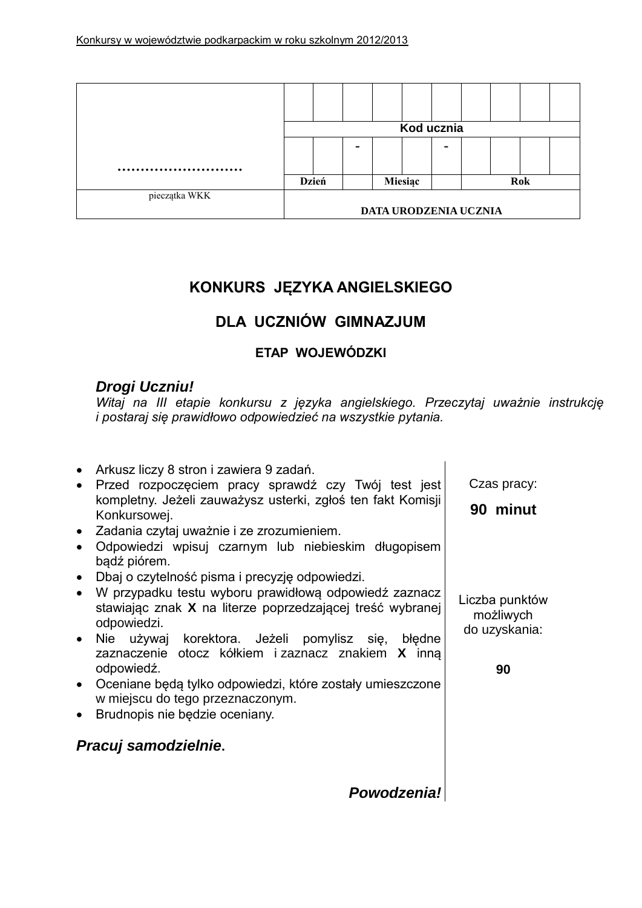| ……………………… | | | | | | | | | | |
|---|---|---|---|---|---|---|---|---|---|---|
| | | | | | | | | | | |
| | **Kod ucznia** | | | | | | | | | |
| | | | - | | | - | | | | |
| | **Dzień** | | | **Miesiąc** | | | **Rok** | | | |
| pieczątka WKK | **DATA URODZENIA UCZNIA** | | | | | | | | | |

# KONKURS JĘZYKA ANGIELSKIEGO

## DLA UCZNIÓW GIMNAZJUM

### ETAP WOJEWÓDZKI

***Drogi Uczniu!***

*Witaj na III etapie konkursu z języka angielskiego. Przeczytaj uważnie instrukcję i postaraj się prawidłowo odpowiedzieć na wszystkie pytania.*

- Arkusz liczy 8 stron i zawiera 9 zadań.
- Przed rozpoczęciem pracy sprawdź czy Twój test jest kompletny. Jeżeli zauważysz usterki, zgłoś ten fakt Komisji Konkursowej.
- Zadania czytaj uważnie i ze zrozumieniem.
- Odpowiedzi wpisuj czarnym lub niebieskim długopisem bądź piórem.
- Dbaj o czytelność pisma i precyzję odpowiedzi.
- W przypadku testu wyboru prawidłową odpowiedź zaznacz stawiając znak **X** na literze poprzedzającej treść wybranej odpowiedzi.
- Nie używaj korektora. Jeżeli pomylisz się, błędne zaznaczenie otocz kółkiem i zaznacz znakiem **X** inną odpowiedź.
- Oceniane będą tylko odpowiedzi, które zostały umieszczone w miejscu do tego przeznaczonym.
- Brudnopis nie będzie oceniany.

***Pracuj samodzielnie*.**

***Powodzenia!***

Czas pracy:

**90 minut**

Liczba punktów możliwych do uzyskania:

**90**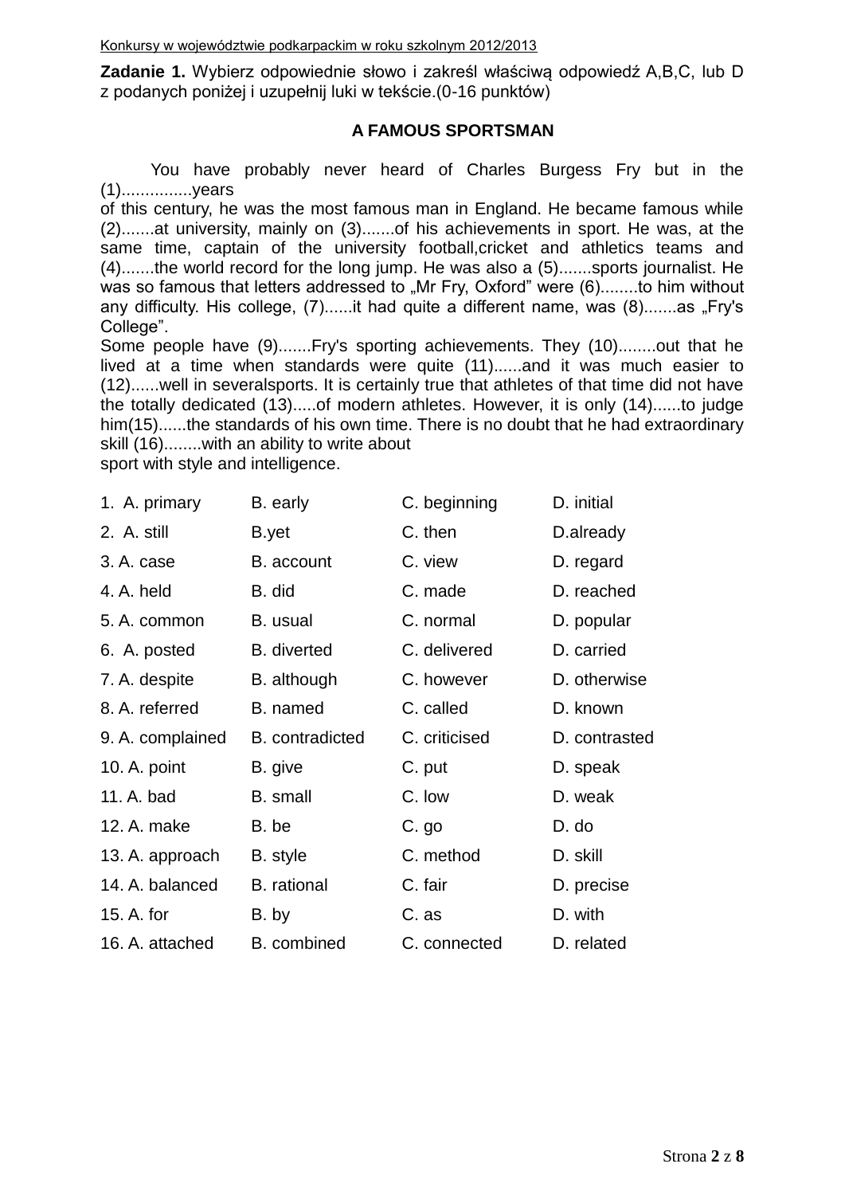**Zadanie 1.** Wybierz odpowiednie słowo i zakreśl właściwą odpowiedź A,B,C, lub D z podanych poniżej i uzupełnij luki w tekście.(0-16 punktów)

### A FAMOUS SPORTSMAN

You have probably never heard of Charles Burgess Fry but in the (1)...............years of this century, he was the most famous man in England. He became famous while (2).......at university, mainly on (3).......of his achievements in sport. He was, at the same time, captain of the university football,cricket and athletics teams and (4).......the world record for the long jump. He was also a (5).......sports journalist. He was so famous that letters addressed to „Mr Fry, Oxford" were (6)........to him without any difficulty. His college, (7)......it had quite a different name, was (8).......as „Fry's College".

Some people have (9).......Fry's sporting achievements. They (10)........out that he lived at a time when standards were quite (11)......and it was much easier to (12)......well in severalsports. It is certainly true that athletes of that time did not have the totally dedicated (13).....of modern athletes. However, it is only (14)......to judge him(15)......the standards of his own time. There is no doubt that he had extraordinary skill (16)........with an ability to write about sport with style and intelligence.

| | A | B | C | D |
|---|---|---|---|---|
| 1. | A. primary | B. early | C. beginning | D. initial |
| 2. | A. still | B.yet | C. then | D.already |
| 3. | A. case | B. account | C. view | D. regard |
| 4. | A. held | B. did | C. made | D. reached |
| 5. | A. common | B. usual | C. normal | D. popular |
| 6. | A. posted | B. diverted | C. delivered | D. carried |
| 7. | A. despite | B. although | C. however | D. otherwise |
| 8. | A. referred | B. named | C. called | D. known |
| 9. | A. complained | B. contradicted | C. criticised | D. contrasted |
| 10. | A. point | B. give | C. put | D. speak |
| 11. | A. bad | B. small | C. low | D. weak |
| 12. | A. make | B. be | C. go | D. do |
| 13. | A. approach | B. style | C. method | D. skill |
| 14. | A. balanced | B. rational | C. fair | D. precise |
| 15. | A. for | B. by | C. as | D. with |
| 16. | A. attached | B. combined | C. connected | D. related |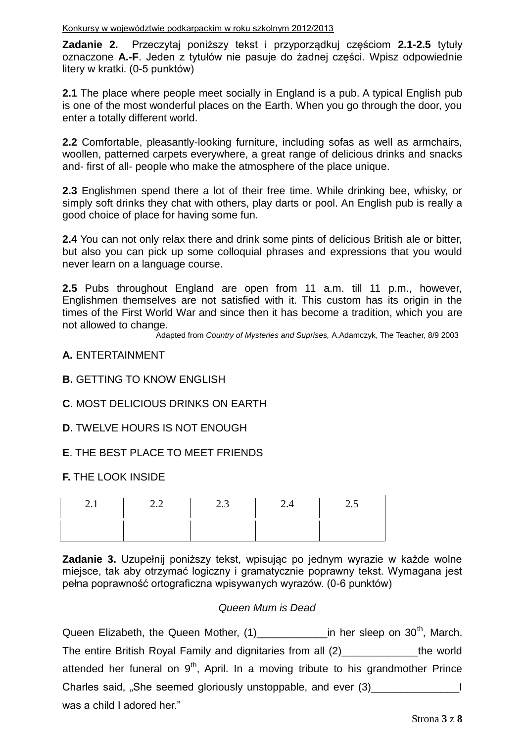**Zadanie 2.** Przeczytaj poniższy tekst i przyporządkuj częściom **2.1-2.5** tytuły oznaczone **A.-F**. Jeden z tytułów nie pasuje do żadnej części. Wpisz odpowiednie litery w kratki. (0-5 punktów)

**2.1** The place where people meet socially in England is a pub. A typical English pub is one of the most wonderful places on the Earth. When you go through the door, you enter a totally different world.

**2.2** Comfortable, pleasantly-looking furniture, including sofas as well as armchairs, woollen, patterned carpets everywhere, a great range of delicious drinks and snacks and- first of all- people who make the atmosphere of the place unique.

**2.3** Englishmen spend there a lot of their free time. While drinking bee, whisky, or simply soft drinks they chat with others, play darts or pool. An English pub is really a good choice of place for having some fun.

**2.4** You can not only relax there and drink some pints of delicious British ale or bitter, but also you can pick up some colloquial phrases and expressions that you would never learn on a language course.

**2.5** Pubs throughout England are open from 11 a.m. till 11 p.m., however, Englishmen themselves are not satisfied with it. This custom has its origin in the times of the First World War and since then it has become a tradition, which you are not allowed to change.

Adapted from *Country of Mysteries and Suprises,* A.Adamczyk, The Teacher, 8/9 2003

**A.** ENTERTAINMENT

**B.** GETTING TO KNOW ENGLISH

**C**. MOST DELICIOUS DRINKS ON EARTH

**D.** TWELVE HOURS IS NOT ENOUGH

**E**. THE BEST PLACE TO MEET FRIENDS

**F.** THE LOOK INSIDE

| 2.1 | 2.2 | 2.3 | 2.4 | 2.5 |
|---|---|---|---|---|
| | | | | |

**Zadanie 3.** Uzupełnij poniższy tekst, wpisując po jednym wyrazie w każde wolne miejsce, tak aby otrzymać logiczny i gramatycznie poprawny tekst. Wymagana jest pełna poprawność ortograficzna wpisywanych wyrazów. (0-6 punktów)

*Queen Mum is Dead*

Queen Elizabeth, the Queen Mother, (1)\_\_\_\_\_\_\_\_\_\_\_\_in her sleep on 30th, March. The entire British Royal Family and dignitaries from all (2)\_\_\_\_\_\_\_\_\_\_\_\_\_the world attended her funeral on 9th, April. In a moving tribute to his grandmother Prince Charles said, „She seemed gloriously unstoppable, and ever (3)\_\_\_\_\_\_\_\_\_\_\_\_\_\_\_I was a child I adored her."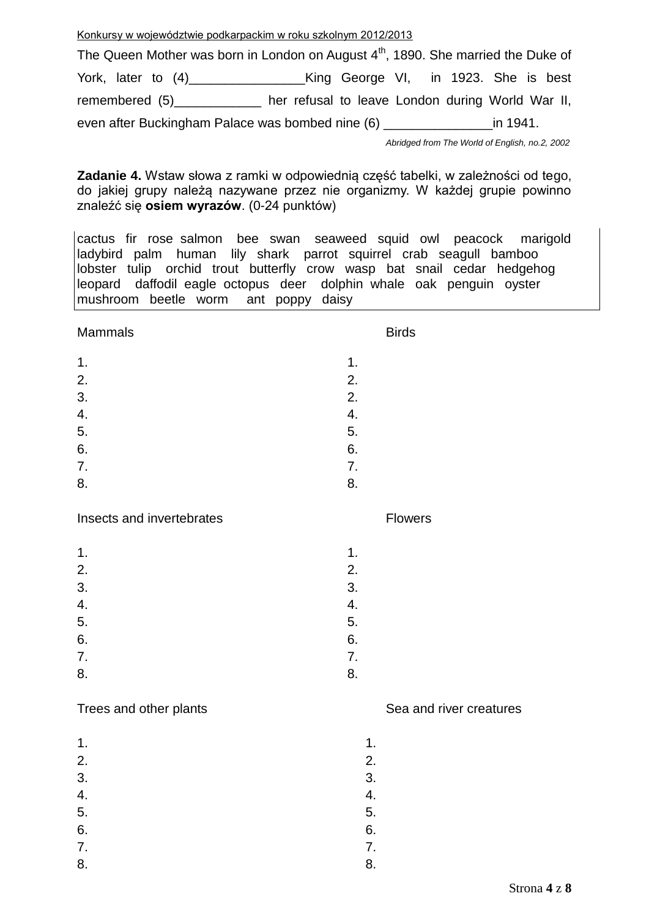The Queen Mother was born in London on August 4th, 1890. She married the Duke of York, later to (4)________________King George VI, in 1923. She is best remembered (5)____________ her refusal to leave London during World War II, even after Buckingham Palace was bombed nine (6) _______________in 1941.

*Abridged from The World of English, no.2, 2002*

**Zadanie 4.** Wstaw słowa z ramki w odpowiednią część tabelki, w zależności od tego, do jakiej grupy należą nazywane przez nie organizmy. W każdej grupie powinno znaleźć się **osiem wyrazów**. (0-24 punktów)

| cactus fir rose salmon bee swan seaweed squid owl peacock marigold ladybird palm human lily shark parrot squirrel crab seagull bamboo lobster tulip orchid trout butterfly crow wasp bat snail cedar hedgehog leopard daffodil eagle octopus deer dolphin whale oak penguin oyster mushroom beetle worm ant poppy daisy |
|---|

| Mammals | Birds |
|---|---|
| 1. | 1. |
| 2. | 2. |
| 3. | 2. |
| 4. | 4. |
| 5. | 5. |
| 6. | 6. |
| 7. | 7. |
| 8. | 8. |

| Insects and invertebrates | Flowers |
|---|---|
| 1. | 1. |
| 2. | 2. |
| 3. | 3. |
| 4. | 4. |
| 5. | 5. |
| 6. | 6. |
| 7. | 7. |
| 8. | 8. |

| Trees and other plants | Sea and river creatures |
|---|---|
| 1. | 1. |
| 2. | 2. |
| 3. | 3. |
| 4. | 4. |
| 5. | 5. |
| 6. | 6. |
| 7. | 7. |
| 8. | 8. |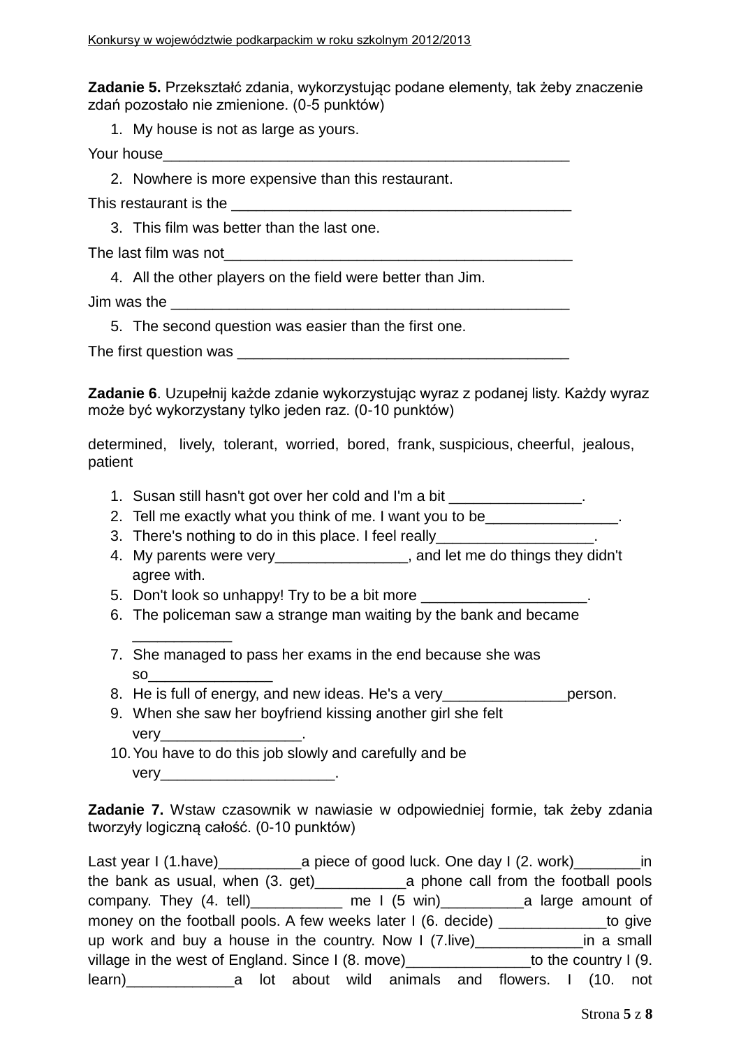**Zadanie 5.** Przekształć zdania, wykorzystując podane elementy, tak żeby znaczenie zdań pozostało nie zmienione. (0-5 punktów)

1. My house is not as large as yours.

Your house__________________________________________________

2. Nowhere is more expensive than this restaurant.

This restaurant is the __________________________________________

3. This film was better than the last one.

The last film was not__________________________________________

4. All the other players on the field were better than Jim.

Jim was the _______________________________________________

5. The second question was easier than the first one.

The first question was ________________________________________

**Zadanie 6**. Uzupełnij każde zdanie wykorzystując wyraz z podanej listy. Każdy wyraz może być wykorzystany tylko jeden raz. (0-10 punktów)

determined, lively, tolerant, worried, bored, frank, suspicious, cheerful, jealous, patient

1. Susan still hasn't got over her cold and I'm a bit ________________.
2. Tell me exactly what you think of me. I want you to be________________.
3. There's nothing to do in this place. I feel really___________________.
4. My parents were very________________, and let me do things they didn't agree with.
5. Don't look so unhappy! Try to be a bit more ____________________.
6. The policeman saw a strange man waiting by the bank and became ____________
7. She managed to pass her exams in the end because she was so_______________
8. He is full of energy, and new ideas. He's a very_______________person.
9. When she saw her boyfriend kissing another girl she felt very_________________.
10. You have to do this job slowly and carefully and be very_____________________.

**Zadanie 7.** Wstaw czasownik w nawiasie w odpowiedniej formie, tak żeby zdania tworzyły logiczną całość. (0-10 punktów)

Last year I (1.have)__________a piece of good luck. One day I (2. work)________in the bank as usual, when (3. get)___________a phone call from the football pools company. They (4. tell)___________ me I (5 win)__________a large amount of money on the football pools. A few weeks later I (6. decide) _____________to give up work and buy a house in the country. Now I (7.live)_____________in a small village in the west of England. Since I (8. move)_______________to the country I (9. learn)_____________a lot about wild animals and flowers. I (10. not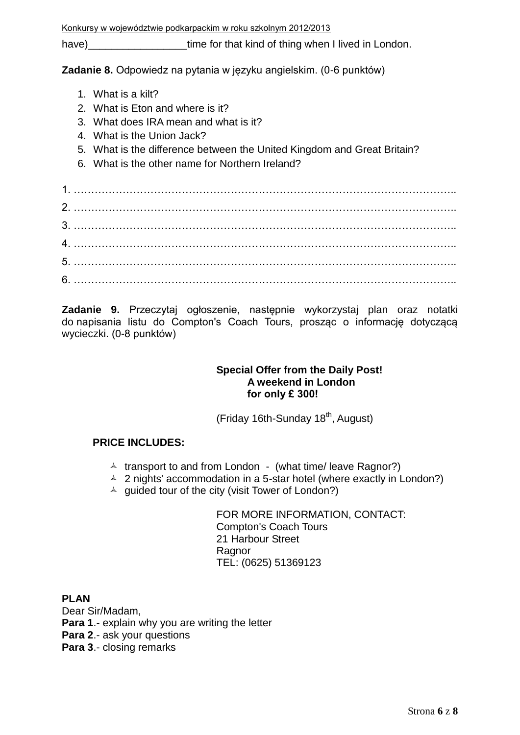have)________________time for that kind of thing when I lived in London.

**Zadanie 8.** Odpowiedz na pytania w języku angielskim. (0-6 punktów)

1. What is a kilt?
2. What is Eton and where is it?
3. What does IRA mean and what is it?
4. What is the Union Jack?
5. What is the difference between the United Kingdom and Great Britain?
6. What is the other name for Northern Ireland?

1. ………………………………………………………………………………………………..
2. ………………………………………………………………………………………………..
3. ………………………………………………………………………………………………..
4. ………………………………………………………………………………………………..
5. ………………………………………………………………………………………………..
6. ………………………………………………………………………………………………..

**Zadanie 9.** Przeczytaj ogłoszenie, następnie wykorzystaj plan oraz notatki do napisania listu do Compton's Coach Tours, prosząc o informację dotyczącą wycieczki. (0-8 punktów)

**Special Offer from the Daily Post!**
**A weekend in London**
**for only £ 300!**

(Friday 16th-Sunday 18th, August)

**PRICE INCLUDES:**

- transport to and from London - (what time/ leave Ragnor?)
- 2 nights' accommodation in a 5-star hotel (where exactly in London?)
- guided tour of the city (visit Tower of London?)

FOR MORE INFORMATION, CONTACT:
Compton's Coach Tours
21 Harbour Street
Ragnor
TEL: (0625) 51369123

**PLAN**
Dear Sir/Madam,
**Para 1**.- explain why you are writing the letter
**Para 2**.- ask your questions
**Para 3**.- closing remarks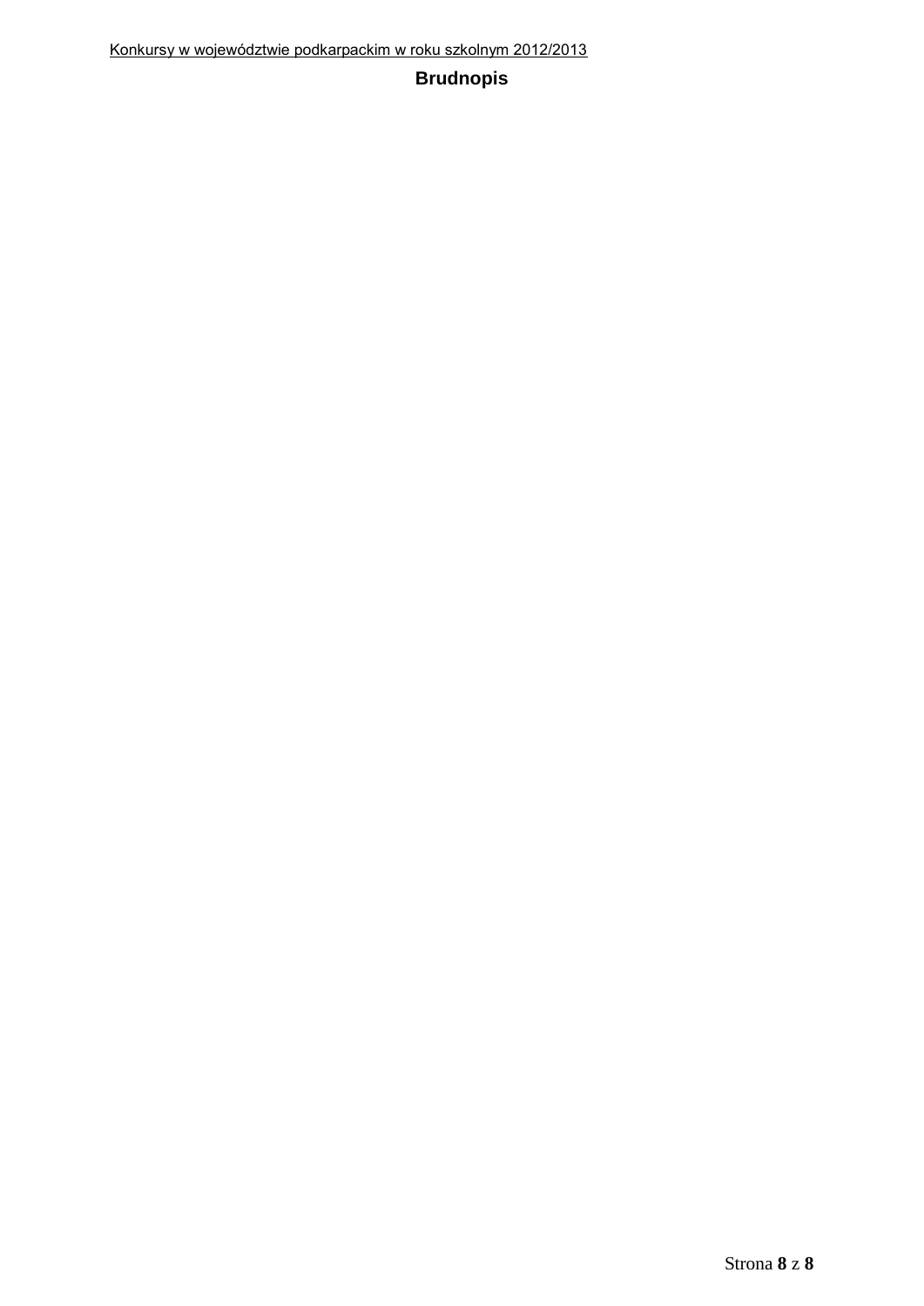**Brudnopis**